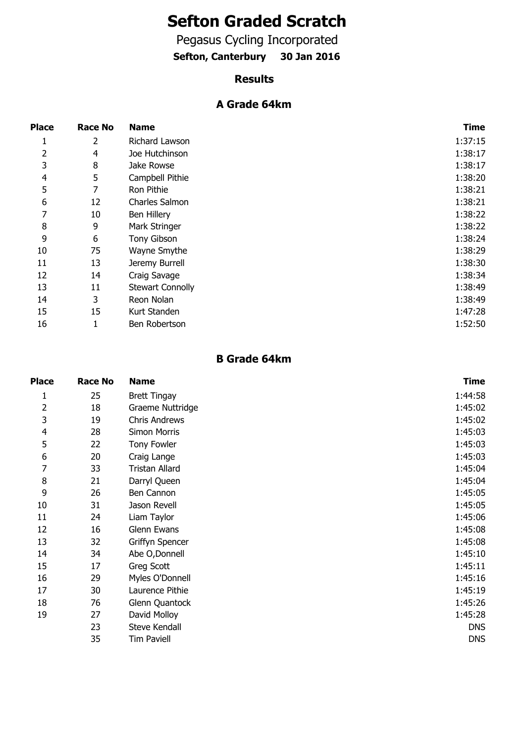# Sefton Graded Scratch

Pegasus Cycling Incorporated

**Sefton, Canterbury 30 Jan 2016**

### Results

### A Grade 64km

| Place | Race No | Name | Time |
|---|---|---|---|
| 1 | 2 | Richard Lawson | 1:37:15 |
| 2 | 4 | Joe Hutchinson | 1:38:17 |
| 3 | 8 | Jake Rowse | 1:38:17 |
| 4 | 5 | Campbell Pithie | 1:38:20 |
| 5 | 7 | Ron Pithie | 1:38:21 |
| 6 | 12 | Charles Salmon | 1:38:21 |
| 7 | 10 | Ben Hillery | 1:38:22 |
| 8 | 9 | Mark Stringer | 1:38:22 |
| 9 | 6 | Tony Gibson | 1:38:24 |
| 10 | 75 | Wayne Smythe | 1:38:29 |
| 11 | 13 | Jeremy Burrell | 1:38:30 |
| 12 | 14 | Craig Savage | 1:38:34 |
| 13 | 11 | Stewart Connolly | 1:38:49 |
| 14 | 3 | Reon Nolan | 1:38:49 |
| 15 | 15 | Kurt Standen | 1:47:28 |
| 16 | 1 | Ben Robertson | 1:52:50 |

### B Grade 64km

| Place | Race No | Name | Time |
|---|---|---|---|
| 1 | 25 | Brett Tingay | 1:44:58 |
| 2 | 18 | Graeme Nuttridge | 1:45:02 |
| 3 | 19 | Chris Andrews | 1:45:02 |
| 4 | 28 | Simon Morris | 1:45:03 |
| 5 | 22 | Tony Fowler | 1:45:03 |
| 6 | 20 | Craig Lange | 1:45:03 |
| 7 | 33 | Tristan Allard | 1:45:04 |
| 8 | 21 | Darryl Queen | 1:45:04 |
| 9 | 26 | Ben Cannon | 1:45:05 |
| 10 | 31 | Jason Revell | 1:45:05 |
| 11 | 24 | Liam Taylor | 1:45:06 |
| 12 | 16 | Glenn Ewans | 1:45:08 |
| 13 | 32 | Griffyn Spencer | 1:45:08 |
| 14 | 34 | Abe O,Donnell | 1:45:10 |
| 15 | 17 | Greg Scott | 1:45:11 |
| 16 | 29 | Myles O'Donnell | 1:45:16 |
| 17 | 30 | Laurence Pithie | 1:45:19 |
| 18 | 76 | Glenn Quantock | 1:45:26 |
| 19 | 27 | David Molloy | 1:45:28 |
| | 23 | Steve Kendall | DNS |
| | 35 | Tim Paviell | DNS |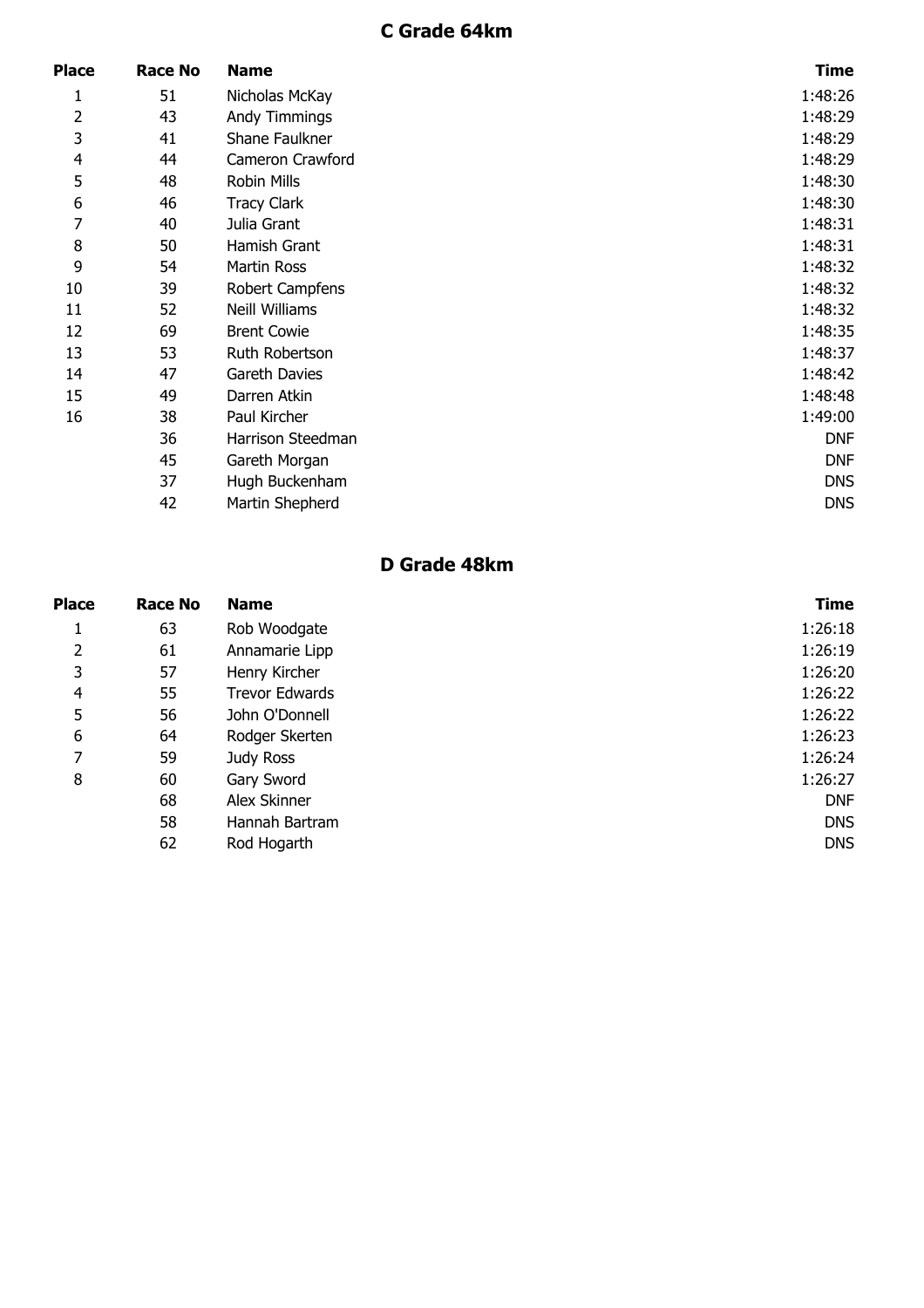## C Grade 64km

| Place | Race No | Name | Time |
|---|---|---|---|
| 1 | 51 | Nicholas McKay | 1:48:26 |
| 2 | 43 | Andy Timmings | 1:48:29 |
| 3 | 41 | Shane Faulkner | 1:48:29 |
| 4 | 44 | Cameron Crawford | 1:48:29 |
| 5 | 48 | Robin Mills | 1:48:30 |
| 6 | 46 | Tracy Clark | 1:48:30 |
| 7 | 40 | Julia Grant | 1:48:31 |
| 8 | 50 | Hamish Grant | 1:48:31 |
| 9 | 54 | Martin Ross | 1:48:32 |
| 10 | 39 | Robert Campfens | 1:48:32 |
| 11 | 52 | Neill Williams | 1:48:32 |
| 12 | 69 | Brent Cowie | 1:48:35 |
| 13 | 53 | Ruth Robertson | 1:48:37 |
| 14 | 47 | Gareth Davies | 1:48:42 |
| 15 | 49 | Darren Atkin | 1:48:48 |
| 16 | 38 | Paul Kircher | 1:49:00 |
| | 36 | Harrison Steedman | DNF |
| | 45 | Gareth Morgan | DNF |
| | 37 | Hugh Buckenham | DNS |
| | 42 | Martin Shepherd | DNS |

## D Grade 48km

| Place | Race No | Name | Time |
|---|---|---|---|
| 1 | 63 | Rob Woodgate | 1:26:18 |
| 2 | 61 | Annamarie Lipp | 1:26:19 |
| 3 | 57 | Henry Kircher | 1:26:20 |
| 4 | 55 | Trevor Edwards | 1:26:22 |
| 5 | 56 | John O'Donnell | 1:26:22 |
| 6 | 64 | Rodger Skerten | 1:26:23 |
| 7 | 59 | Judy Ross | 1:26:24 |
| 8 | 60 | Gary Sword | 1:26:27 |
| | 68 | Alex Skinner | DNF |
| | 58 | Hannah Bartram | DNS |
| | 62 | Rod Hogarth | DNS |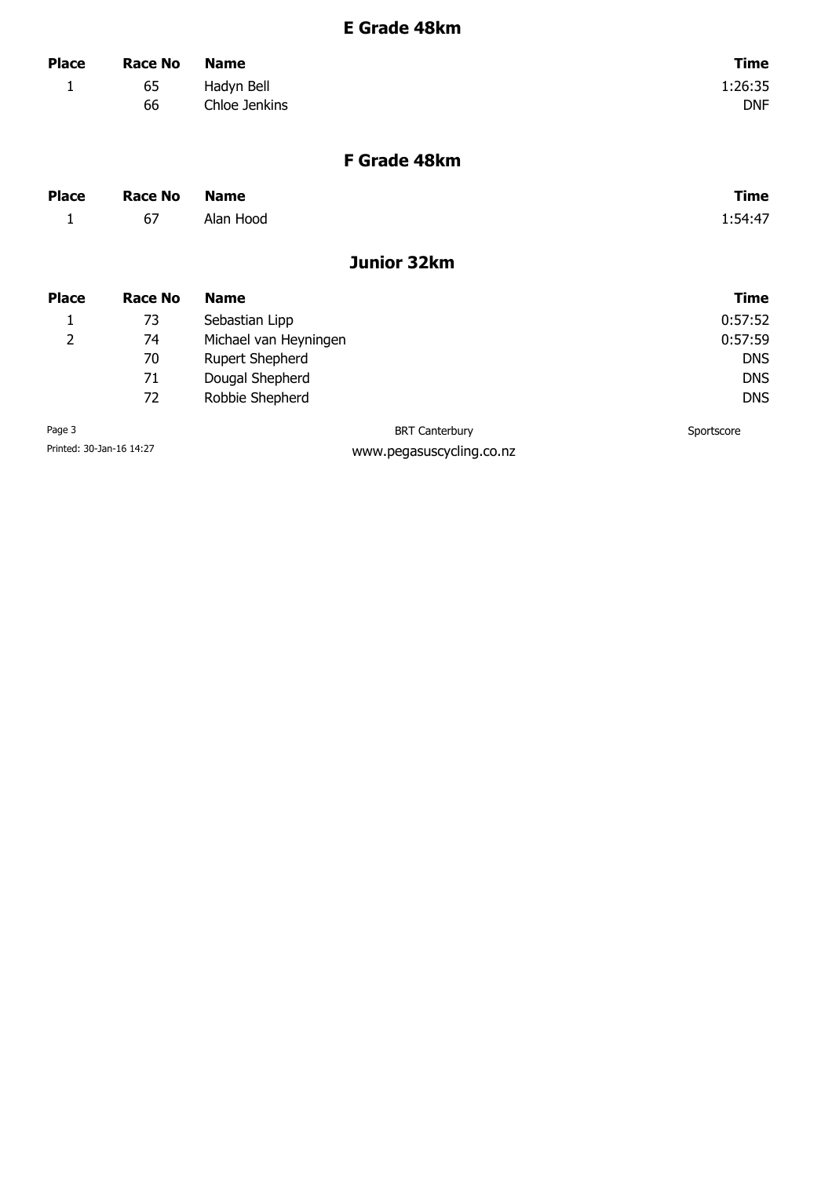## E Grade 48km

| Place | Race No | Name | Time |
|---|---|---|---|
| 1 | 65 | Hadyn Bell | 1:26:35 |
| | 66 | Chloe Jenkins | DNF |

## F Grade 48km

| Place | Race No | Name | Time |
|---|---|---|---|
| 1 | 67 | Alan Hood | 1:54:47 |

## Junior 32km

| Place | Race No | Name | Time |
|---|---|---|---|
| 1 | 73 | Sebastian Lipp | 0:57:52 |
| 2 | 74 | Michael van Heyningen | 0:57:59 |
| | 70 | Rupert Shepherd | DNS |
| | 71 | Dougal Shepherd | DNS |
| | 72 | Robbie Shepherd | DNS |